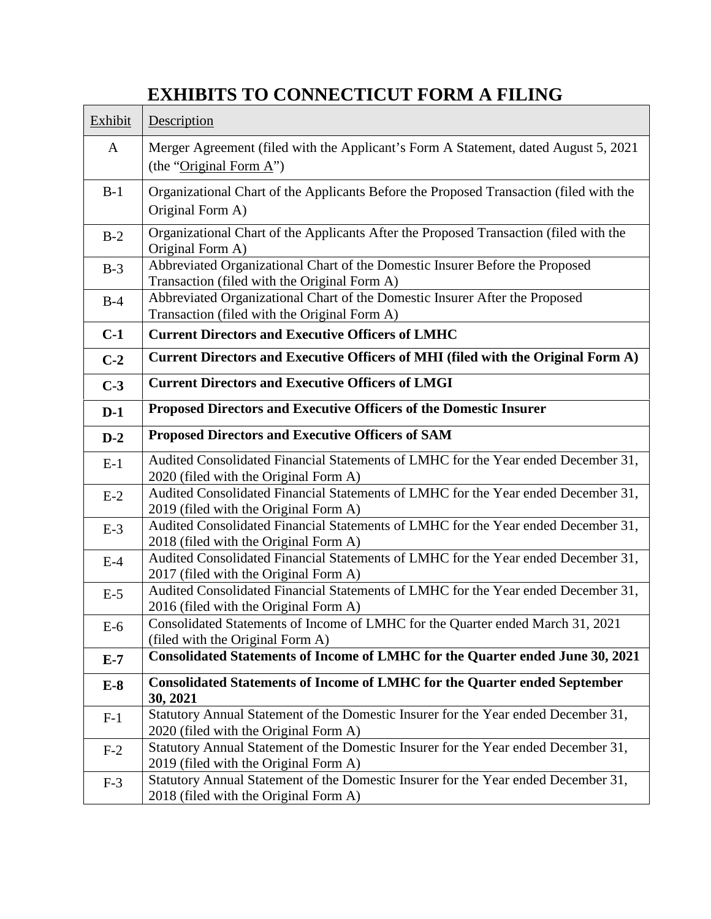# EXHIBITS TO CONNECTICUT FORM A FILING

| Exhibit | Description |
|---|---|
| A | Merger Agreement (filed with the Applicant's Form A Statement, dated August 5, 2021 (the "Original Form A") |
| B-1 | Organizational Chart of the Applicants Before the Proposed Transaction (filed with the Original Form A) |
| B-2 | Organizational Chart of the Applicants After the Proposed Transaction (filed with the Original Form A) |
| B-3 | Abbreviated Organizational Chart of the Domestic Insurer Before the Proposed Transaction (filed with the Original Form A) |
| B-4 | Abbreviated Organizational Chart of the Domestic Insurer After the Proposed Transaction (filed with the Original Form A) |
| **C-1** | **Current Directors and Executive Officers of LMHC** |
| **C-2** | **Current Directors and Executive Officers of MHI (filed with the Original Form A)** |
| **C-3** | **Current Directors and Executive Officers of LMGI** |
| **D-1** | **Proposed Directors and Executive Officers of the Domestic Insurer** |
| **D-2** | **Proposed Directors and Executive Officers of SAM** |
| E-1 | Audited Consolidated Financial Statements of LMHC for the Year ended December 31, 2020 (filed with the Original Form A) |
| E-2 | Audited Consolidated Financial Statements of LMHC for the Year ended December 31, 2019 (filed with the Original Form A) |
| E-3 | Audited Consolidated Financial Statements of LMHC for the Year ended December 31, 2018 (filed with the Original Form A) |
| E-4 | Audited Consolidated Financial Statements of LMHC for the Year ended December 31, 2017 (filed with the Original Form A) |
| E-5 | Audited Consolidated Financial Statements of LMHC for the Year ended December 31, 2016 (filed with the Original Form A) |
| E-6 | Consolidated Statements of Income of LMHC for the Quarter ended March 31, 2021 (filed with the Original Form A) |
| **E-7** | **Consolidated Statements of Income of LMHC for the Quarter ended June 30, 2021** |
| **E-8** | **Consolidated Statements of Income of LMHC for the Quarter ended September 30, 2021** |
| F-1 | Statutory Annual Statement of the Domestic Insurer for the Year ended December 31, 2020 (filed with the Original Form A) |
| F-2 | Statutory Annual Statement of the Domestic Insurer for the Year ended December 31, 2019 (filed with the Original Form A) |
| F-3 | Statutory Annual Statement of the Domestic Insurer for the Year ended December 31, 2018 (filed with the Original Form A) |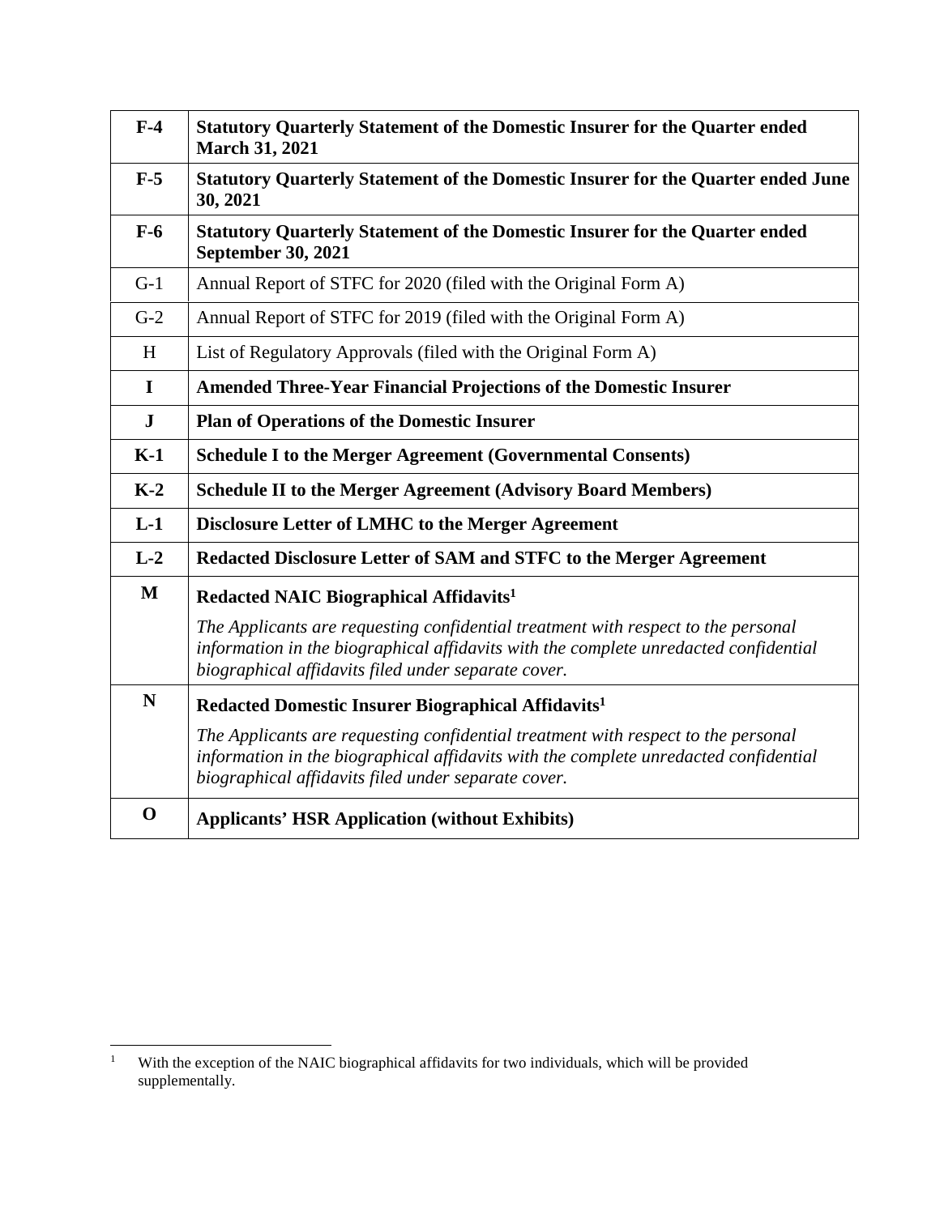| | |
|---|---|
| **F-4** | **Statutory Quarterly Statement of the Domestic Insurer for the Quarter ended March 31, 2021** |
| **F-5** | **Statutory Quarterly Statement of the Domestic Insurer for the Quarter ended June 30, 2021** |
| **F-6** | **Statutory Quarterly Statement of the Domestic Insurer for the Quarter ended September 30, 2021** |
| G-1 | Annual Report of STFC for 2020 (filed with the Original Form A) |
| G-2 | Annual Report of STFC for 2019 (filed with the Original Form A) |
| H | List of Regulatory Approvals (filed with the Original Form A) |
| **I** | **Amended Three-Year Financial Projections of the Domestic Insurer** |
| **J** | **Plan of Operations of the Domestic Insurer** |
| **K-1** | **Schedule I to the Merger Agreement (Governmental Consents)** |
| **K-2** | **Schedule II to the Merger Agreement (Advisory Board Members)** |
| **L-1** | **Disclosure Letter of LMHC to the Merger Agreement** |
| **L-2** | **Redacted Disclosure Letter of SAM and STFC to the Merger Agreement** |
| **M** | **Redacted NAIC Biographical Affidavits**[1] *The Applicants are requesting confidential treatment with respect to the personal information in the biographical affidavits with the complete unredacted confidential biographical affidavits filed under separate cover.* |
| **N** | **Redacted Domestic Insurer Biographical Affidavits**[1] *The Applicants are requesting confidential treatment with respect to the personal information in the biographical affidavits with the complete unredacted confidential biographical affidavits filed under separate cover.* |
| **O** | **Applicants' HSR Application (without Exhibits)** |

[1] With the exception of the NAIC biographical affidavits for two individuals, which will be provided supplementally.